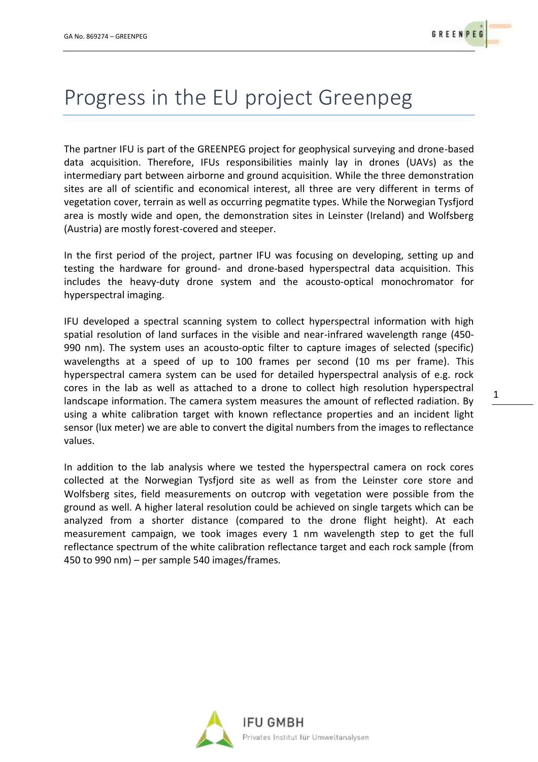# Progress in the EU project Greenpeg

The partner IFU is part of the GREENPEG project for geophysical surveying and drone-based data acquisition. Therefore, IFUs responsibilities mainly lay in drones (UAVs) as the intermediary part between airborne and ground acquisition. While the three demonstration sites are all of scientific and economical interest, all three are very different in terms of vegetation cover, terrain as well as occurring pegmatite types. While the Norwegian Tysfjord area is mostly wide and open, the demonstration sites in Leinster (Ireland) and Wolfsberg (Austria) are mostly forest-covered and steeper.

In the first period of the project, partner IFU was focusing on developing, setting up and testing the hardware for ground- and drone-based hyperspectral data acquisition. This includes the heavy-duty drone system and the acousto-optical monochromator for hyperspectral imaging.

IFU developed a spectral scanning system to collect hyperspectral information with high spatial resolution of land surfaces in the visible and near-infrared wavelength range (450-990 nm). The system uses an acousto-optic filter to capture images of selected (specific) wavelengths at a speed of up to 100 frames per second (10 ms per frame). This hyperspectral camera system can be used for detailed hyperspectral analysis of e.g. rock cores in the lab as well as attached to a drone to collect high resolution hyperspectral landscape information. The camera system measures the amount of reflected radiation. By using a white calibration target with known reflectance properties and an incident light sensor (lux meter) we are able to convert the digital numbers from the images to reflectance values.

In addition to the lab analysis where we tested the hyperspectral camera on rock cores collected at the Norwegian Tysfjord site as well as from the Leinster core store and Wolfsberg sites, field measurements on outcrop with vegetation were possible from the ground as well. A higher lateral resolution could be achieved on single targets which can be analyzed from a shorter distance (compared to the drone flight height). At each measurement campaign, we took images every 1 nm wavelength step to get the full reflectance spectrum of the white calibration reflectance target and each rock sample (from 450 to 990 nm) – per sample 540 images/frames.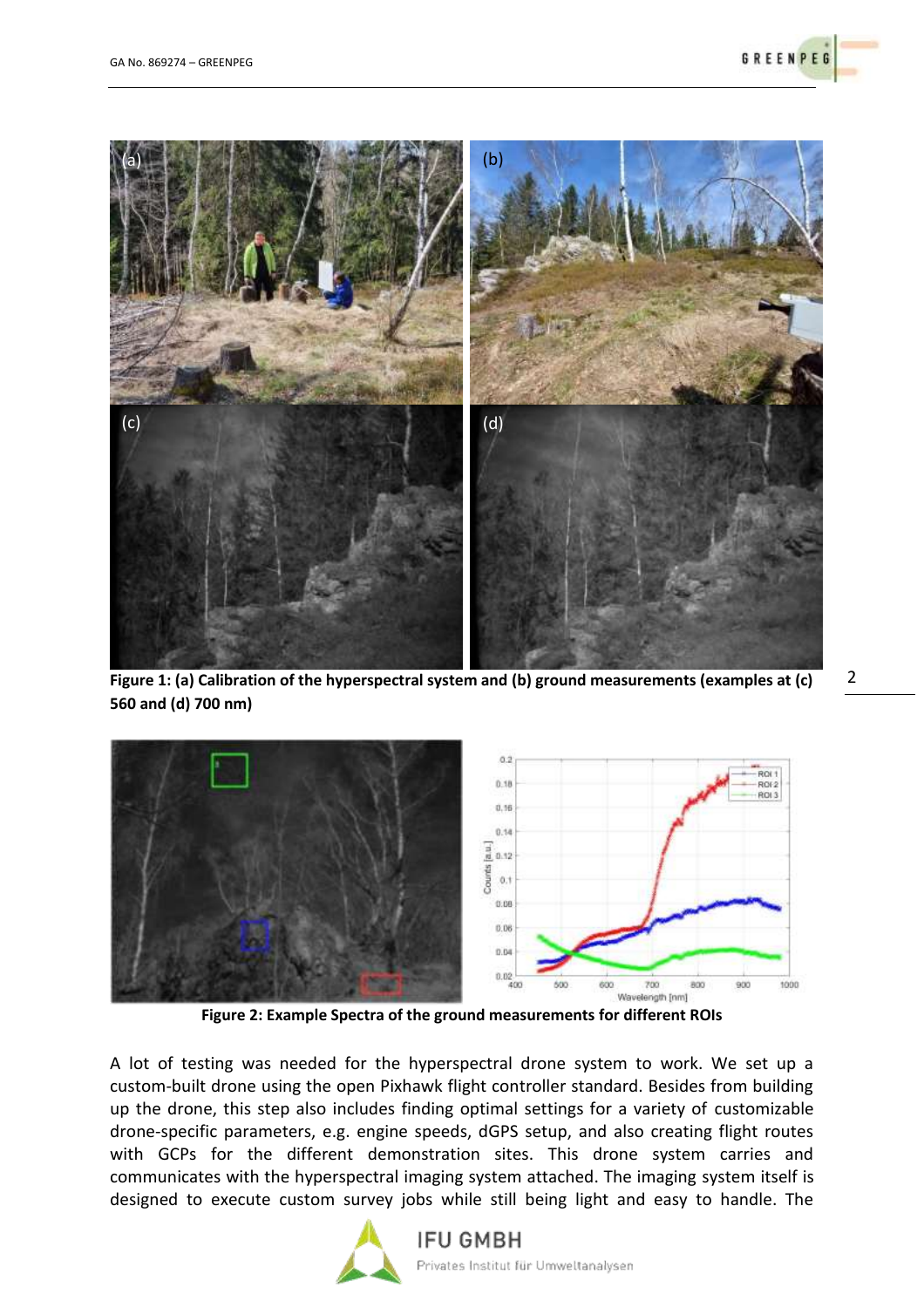**Figure 1: (a) Calibration of the hyperspectral system and (b) ground measurements (examples at (c) 560 and (d) 700 nm)**

**Figure 2: Example Spectra of the ground measurements for different ROIs**

A lot of testing was needed for the hyperspectral drone system to work. We set up a custom-built drone using the open Pixhawk flight controller standard. Besides from building up the drone, this step also includes finding optimal settings for a variety of customizable drone-specific parameters, e.g. engine speeds, dGPS setup, and also creating flight routes with GCPs for the different demonstration sites. This drone system carries and communicates with the hyperspectral imaging system attached. The imaging system itself is designed to execute custom survey jobs while still being light and easy to handle. The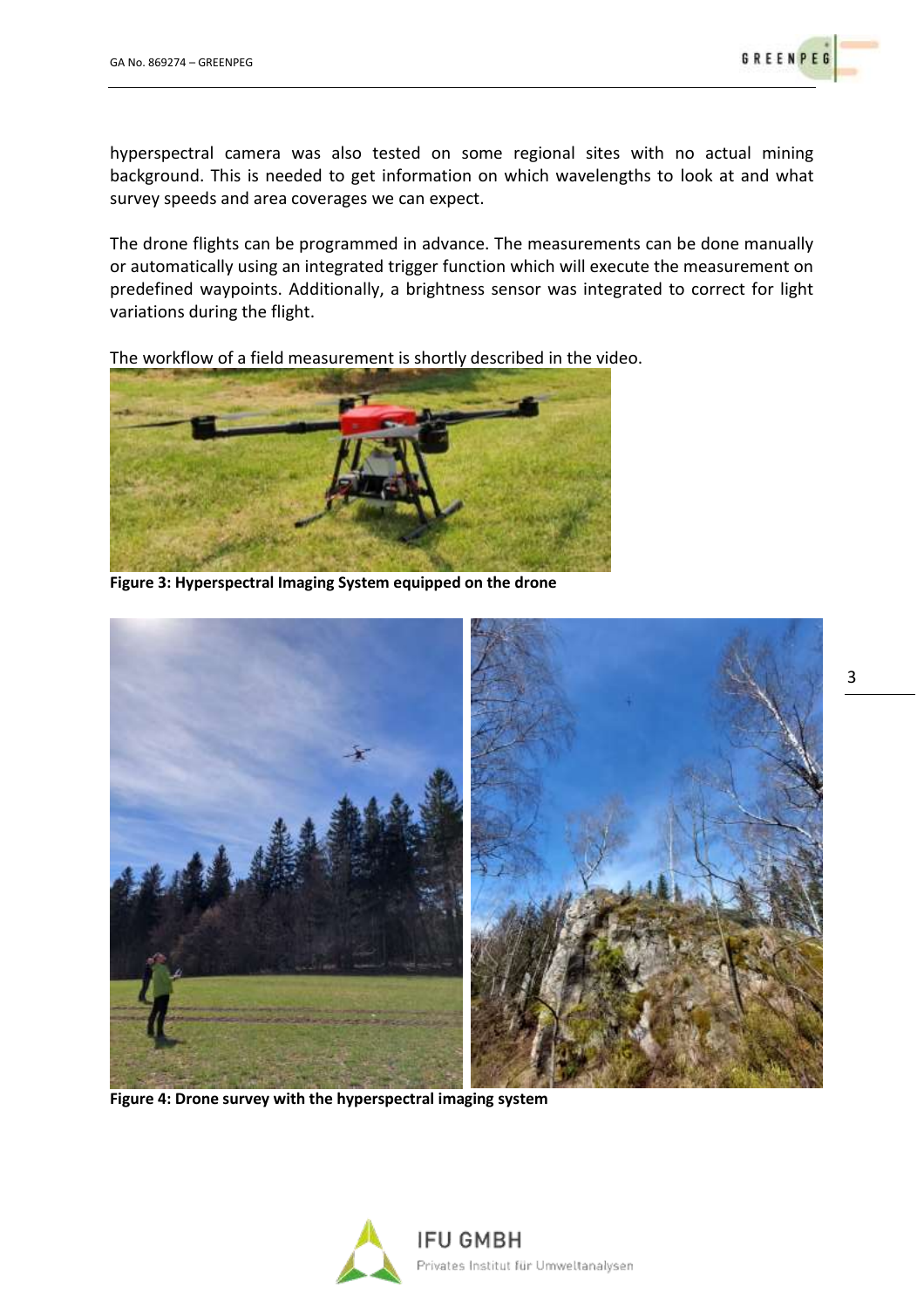hyperspectral camera was also tested on some regional sites with no actual mining background. This is needed to get information on which wavelengths to look at and what survey speeds and area coverages we can expect.

The drone flights can be programmed in advance. The measurements can be done manually or automatically using an integrated trigger function which will execute the measurement on predefined waypoints. Additionally, a brightness sensor was integrated to correct for light variations during the flight.

The workflow of a field measurement is shortly described in the video.

**Figure 3: Hyperspectral Imaging System equipped on the drone**

**Figure 4: Drone survey with the hyperspectral imaging system**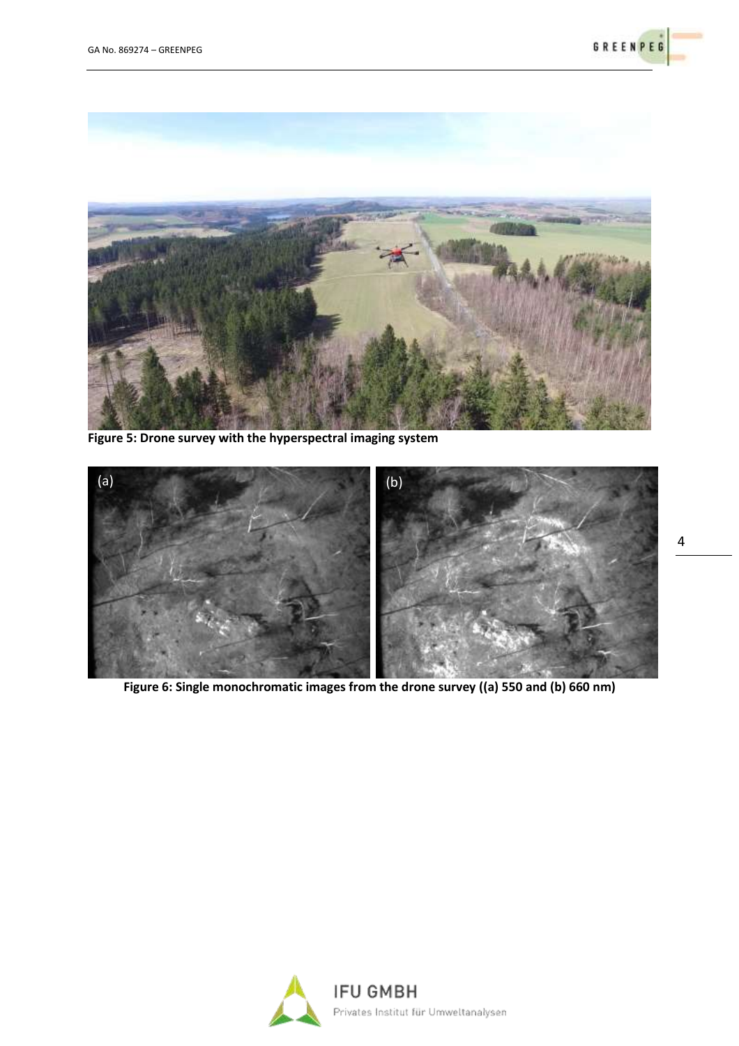Figure 5: Drone survey with the hyperspectral imaging system

Figure 6: Single monochromatic images from the drone survey ((a) 550 and (b) 660 nm)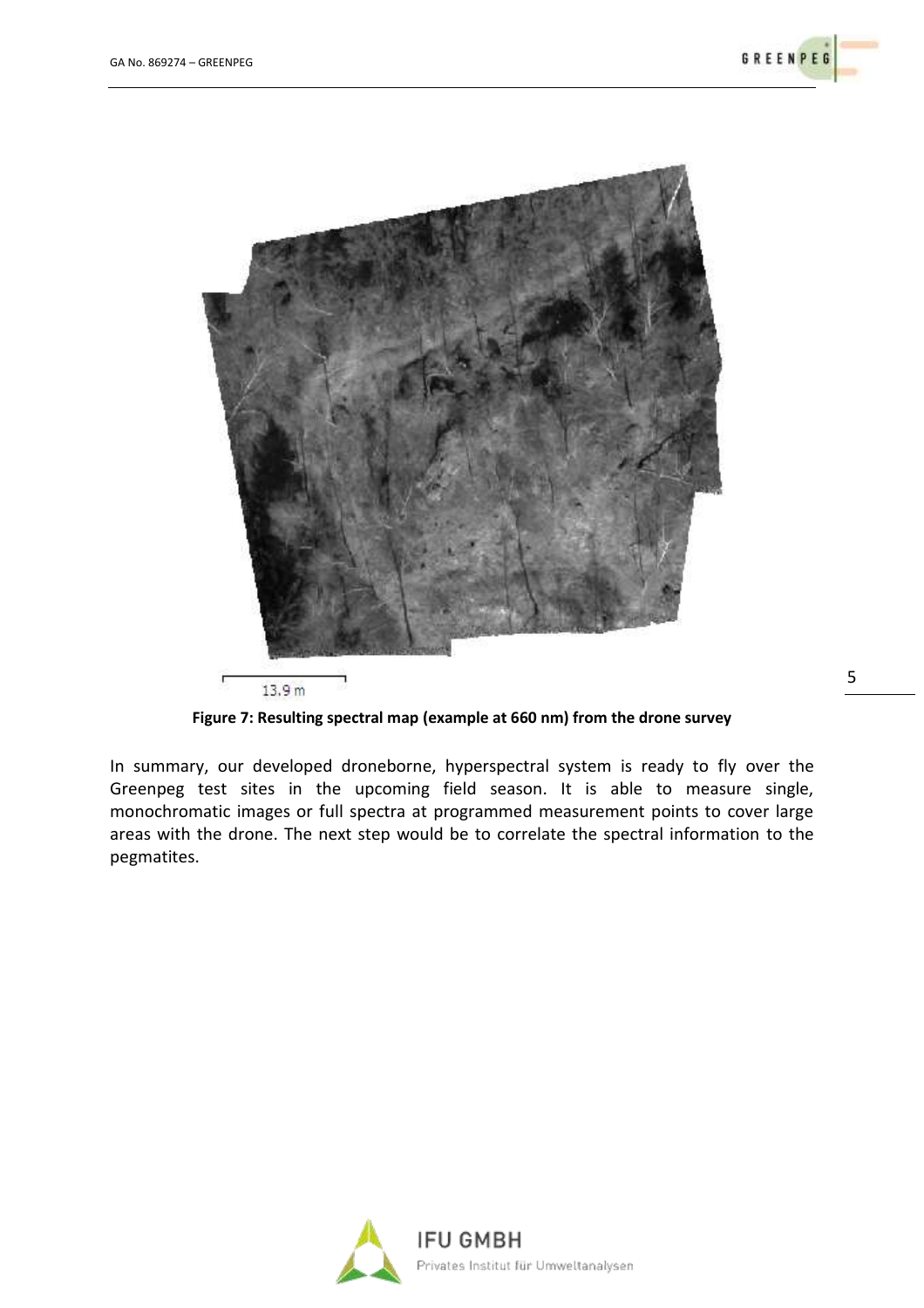13.9 m

**Figure 7: Resulting spectral map (example at 660 nm) from the drone survey**

In summary, our developed droneborne, hyperspectral system is ready to fly over the Greenpeg test sites in the upcoming field season. It is able to measure single, monochromatic images or full spectra at programmed measurement points to cover large areas with the drone. The next step would be to correlate the spectral information to the pegmatites.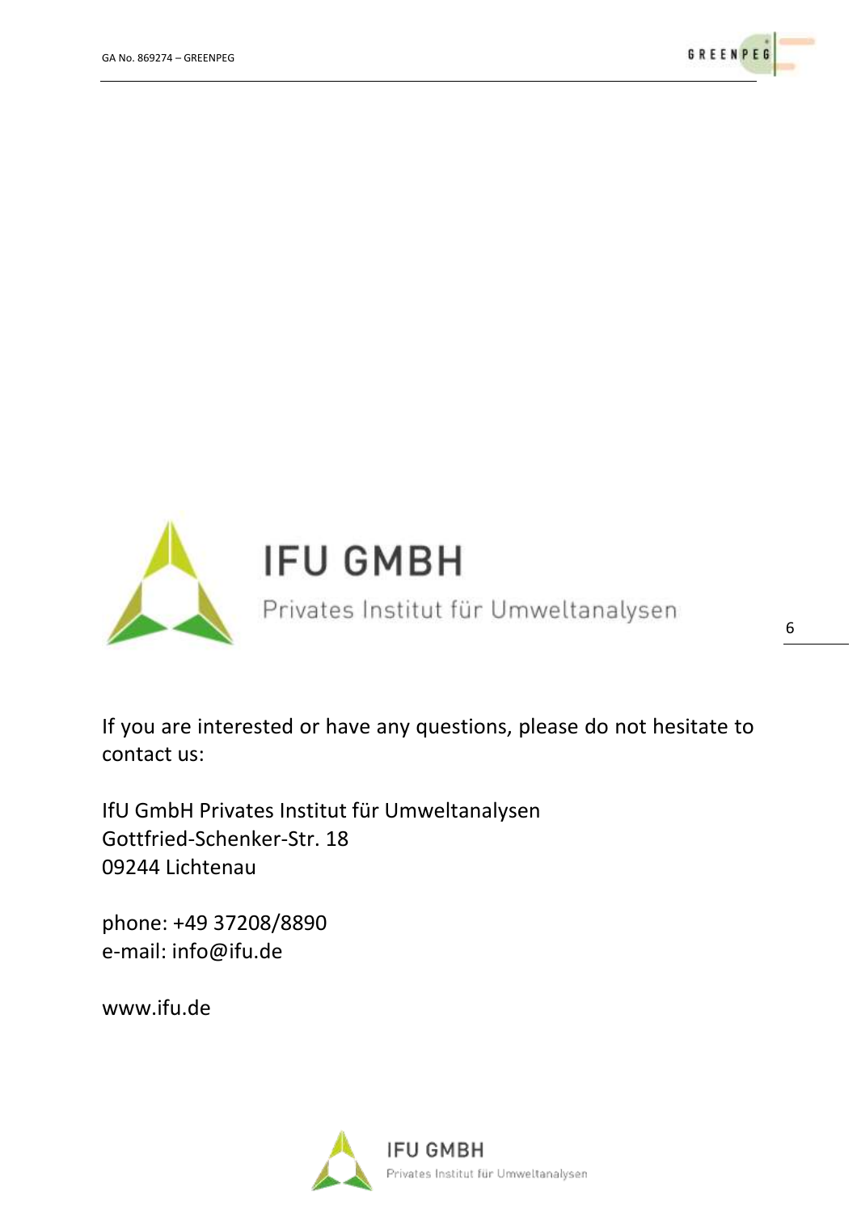IFU GMBH

Privates Institut für Umweltanalysen

If you are interested or have any questions, please do not hesitate to contact us:

IfU GmbH Privates Institut für Umweltanalysen
Gottfried-Schenker-Str. 18
09244 Lichtenau

phone: +49 37208/8890
e-mail: info@ifu.de

www.ifu.de

IFU GMBH

Privates Institut für Umweltanalysen